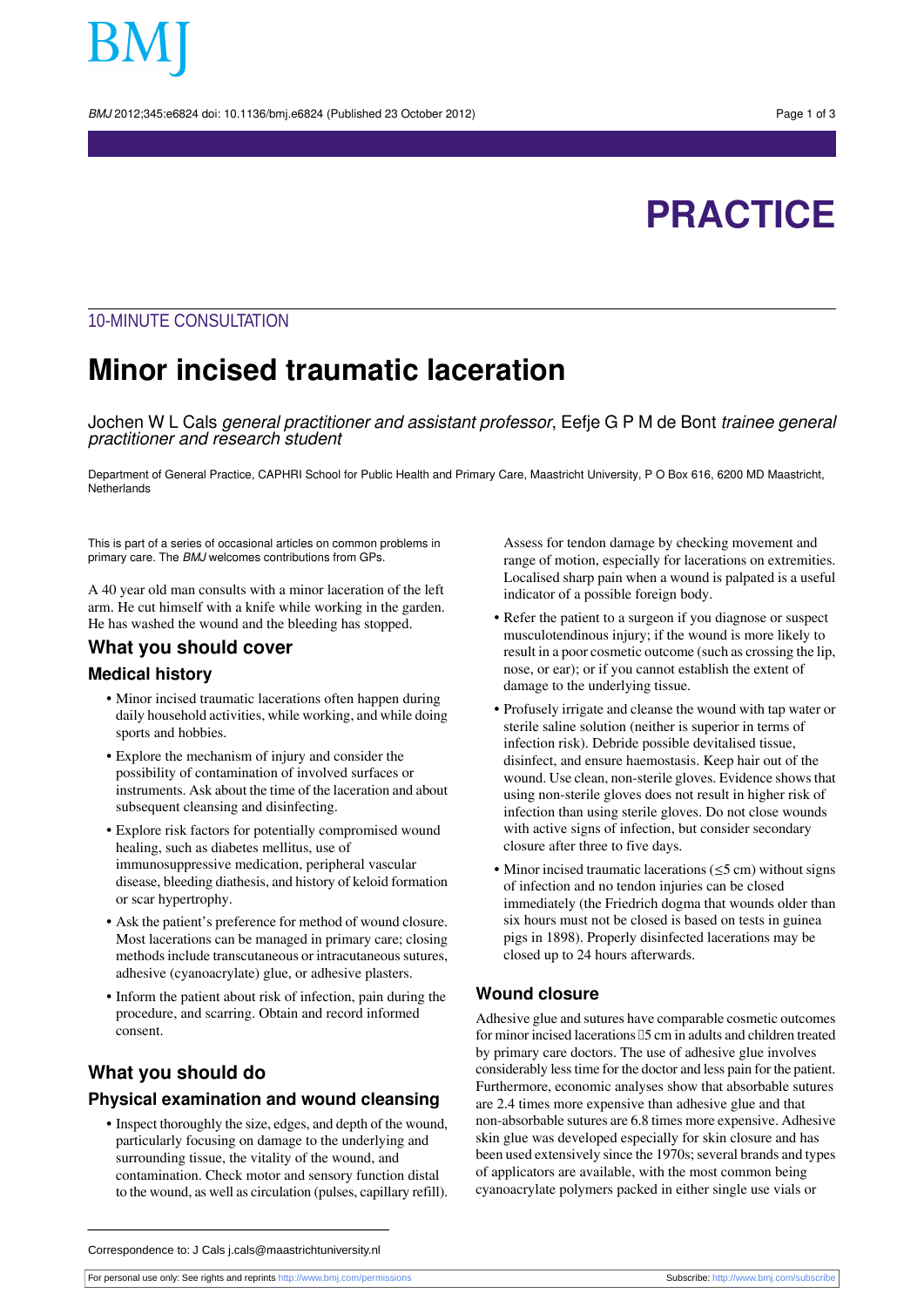# PRACTICE

## 10-MINUTE CONSULTATION

# Minor incised traumatic laceration

Jochen W L Cals *general practitioner and assistant professor*, Eefje G P M de Bont *trainee general practitioner and research student*

Department of General Practice, CAPHRI School for Public Health and Primary Care, Maastricht University, P O Box 616, 6200 MD Maastricht, Netherlands

This is part of a series of occasional articles on common problems in primary care. The *BMJ* welcomes contributions from GPs.

A 40 year old man consults with a minor laceration of the left arm. He cut himself with a knife while working in the garden. He has washed the wound and the bleeding has stopped.

## What you should cover

### Medical history

- Minor incised traumatic lacerations often happen during daily household activities, while working, and while doing sports and hobbies.
- Explore the mechanism of injury and consider the possibility of contamination of involved surfaces or instruments. Ask about the time of the laceration and about subsequent cleansing and disinfecting.
- Explore risk factors for potentially compromised wound healing, such as diabetes mellitus, use of immunosuppressive medication, peripheral vascular disease, bleeding diathesis, and history of keloid formation or scar hypertrophy.
- Ask the patient's preference for method of wound closure. Most lacerations can be managed in primary care; closing methods include transcutaneous or intracutaneous sutures, adhesive (cyanoacrylate) glue, or adhesive plasters.
- Inform the patient about risk of infection, pain during the procedure, and scarring. Obtain and record informed consent.

## What you should do

### Physical examination and wound cleansing

- Inspect thoroughly the size, edges, and depth of the wound, particularly focusing on damage to the underlying and surrounding tissue, the vitality of the wound, and contamination. Check motor and sensory function distal to the wound, as well as circulation (pulses, capillary refill). Assess for tendon damage by checking movement and range of motion, especially for lacerations on extremities. Localised sharp pain when a wound is palpated is a useful indicator of a possible foreign body.
- Refer the patient to a surgeon if you diagnose or suspect musculotendinous injury; if the wound is more likely to result in a poor cosmetic outcome (such as crossing the lip, nose, or ear); or if you cannot establish the extent of damage to the underlying tissue.
- Profusely irrigate and cleanse the wound with tap water or sterile saline solution (neither is superior in terms of infection risk). Debride possible devitalised tissue, disinfect, and ensure haemostasis. Keep hair out of the wound. Use clean, non-sterile gloves. Evidence shows that using non-sterile gloves does not result in higher risk of infection than using sterile gloves. Do not close wounds with active signs of infection, but consider secondary closure after three to five days.
- Minor incised traumatic lacerations (≤5 cm) without signs of infection and no tendon injuries can be closed immediately (the Friedrich dogma that wounds older than six hours must not be closed is based on tests in guinea pigs in 1898). Properly disinfected lacerations may be closed up to 24 hours afterwards.

### Wound closure

Adhesive glue and sutures have comparable cosmetic outcomes for minor incised lacerations ≤5 cm in adults and children treated by primary care doctors. The use of adhesive glue involves considerably less time for the doctor and less pain for the patient. Furthermore, economic analyses show that absorbable sutures are 2.4 times more expensive than adhesive glue and that non-absorbable sutures are 6.8 times more expensive. Adhesive skin glue was developed especially for skin closure and has been used extensively since the 1970s; several brands and types of applicators are available, with the most common being cyanoacrylate polymers packed in either single use vials or

Correspondence to: J Cals j.cals@maastrichtuniversity.nl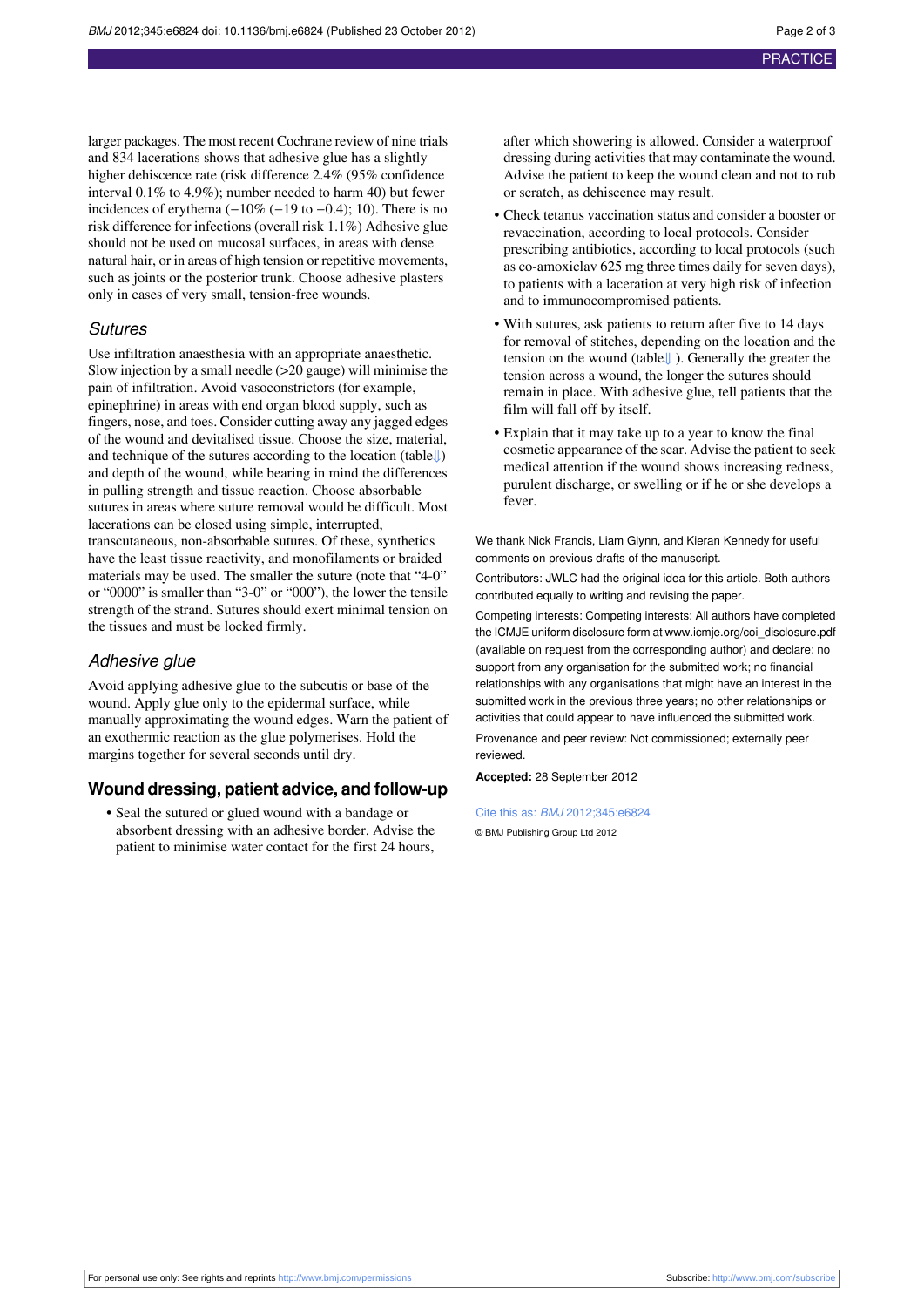larger packages. The most recent Cochrane review of nine trials and 834 lacerations shows that adhesive glue has a slightly higher dehiscence rate (risk difference 2.4% (95% confidence interval 0.1% to 4.9%); number needed to harm 40) but fewer incidences of erythema (−10% (−19 to −0.4); 10). There is no risk difference for infections (overall risk 1.1%) Adhesive glue should not be used on mucosal surfaces, in areas with dense natural hair, or in areas of high tension or repetitive movements, such as joints or the posterior trunk. Choose adhesive plasters only in cases of very small, tension-free wounds.

### Sutures

Use infiltration anaesthesia with an appropriate anaesthetic. Slow injection by a small needle (>20 gauge) will minimise the pain of infiltration. Avoid vasoconstrictors (for example, epinephrine) in areas with end organ blood supply, such as fingers, nose, and toes. Consider cutting away any jagged edges of the wound and devitalised tissue. Choose the size, material, and technique of the sutures according to the location (table⇓) and depth of the wound, while bearing in mind the differences in pulling strength and tissue reaction. Choose absorbable sutures in areas where suture removal would be difficult. Most lacerations can be closed using simple, interrupted, transcutaneous, non-absorbable sutures. Of these, synthetics have the least tissue reactivity, and monofilaments or braided materials may be used. The smaller the suture (note that "4-0" or "0000" is smaller than "3-0" or "000"), the lower the tensile strength of the strand. Sutures should exert minimal tension on the tissues and must be locked firmly.

### Adhesive glue

Avoid applying adhesive glue to the subcutis or base of the wound. Apply glue only to the epidermal surface, while manually approximating the wound edges. Warn the patient of an exothermic reaction as the glue polymerises. Hold the margins together for several seconds until dry.

## Wound dressing, patient advice, and follow-up

- Seal the sutured or glued wound with a bandage or absorbent dressing with an adhesive border. Advise the patient to minimise water contact for the first 24 hours, after which showering is allowed. Consider a waterproof dressing during activities that may contaminate the wound. Advise the patient to keep the wound clean and not to rub or scratch, as dehiscence may result.
- Check tetanus vaccination status and consider a booster or revaccination, according to local protocols. Consider prescribing antibiotics, according to local protocols (such as co-amoxiclav 625 mg three times daily for seven days), to patients with a laceration at very high risk of infection and to immunocompromised patients.
- With sutures, ask patients to return after five to 14 days for removal of stitches, depending on the location and the tension on the wound (table⇓). Generally the greater the tension across a wound, the longer the sutures should remain in place. With adhesive glue, tell patients that the film will fall off by itself.
- Explain that it may take up to a year to know the final cosmetic appearance of the scar. Advise the patient to seek medical attention if the wound shows increasing redness, purulent discharge, or swelling or if he or she develops a fever.

We thank Nick Francis, Liam Glynn, and Kieran Kennedy for useful comments on previous drafts of the manuscript.

Contributors: JWLC had the original idea for this article. Both authors contributed equally to writing and revising the paper.

Competing interests: Competing interests: All authors have completed the ICMJE uniform disclosure form at www.icmje.org/coi_disclosure.pdf (available on request from the corresponding author) and declare: no support from any organisation for the submitted work; no financial relationships with any organisations that might have an interest in the submitted work in the previous three years; no other relationships or activities that could appear to have influenced the submitted work.

Provenance and peer review: Not commissioned; externally peer reviewed.

**Accepted:** 28 September 2012

Cite this as: *BMJ* 2012;345:e6824

© BMJ Publishing Group Ltd 2012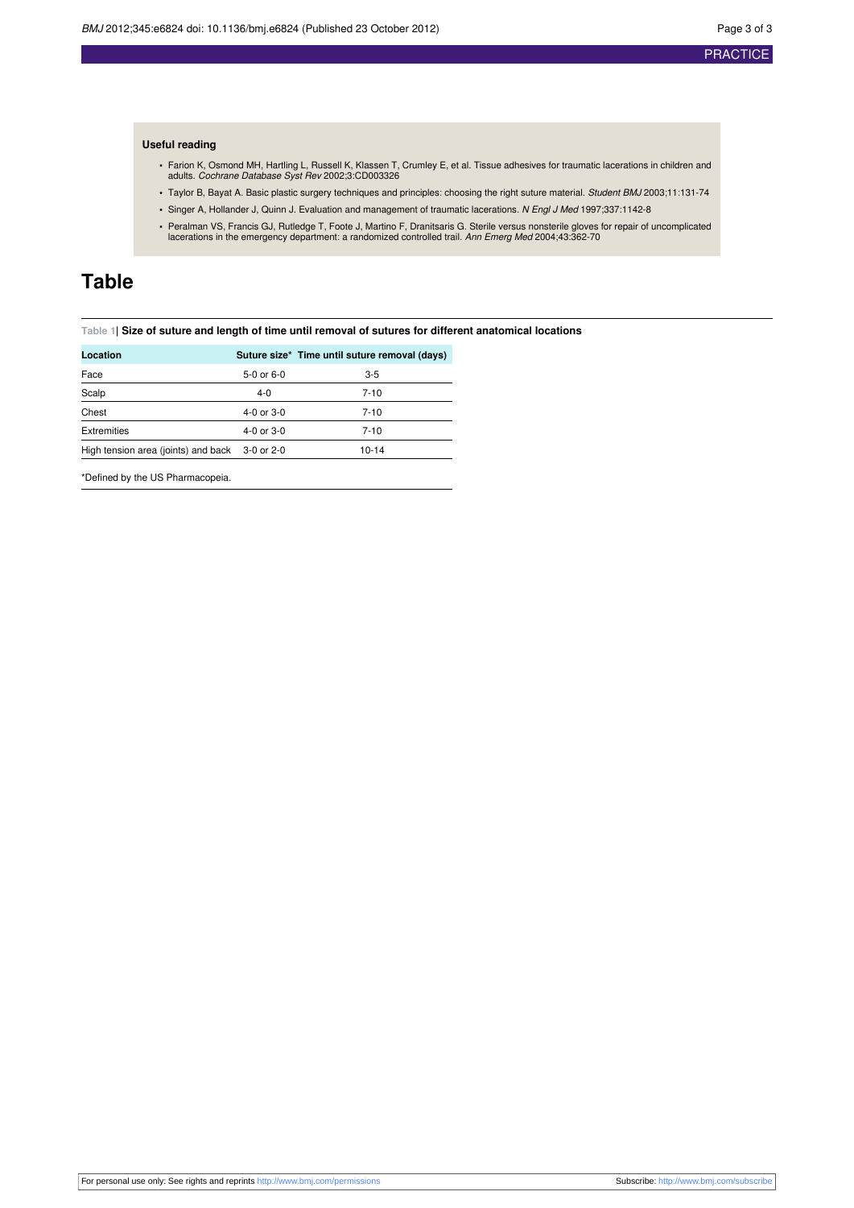**Useful reading**

- Farion K, Osmond MH, Hartling L, Russell K, Klassen T, Crumley E, et al. Tissue adhesives for traumatic lacerations in children and adults. *Cochrane Database Syst Rev* 2002;3:CD003326
- Taylor B, Bayat A. Basic plastic surgery techniques and principles: choosing the right suture material. *Student BMJ* 2003;11:131-74
- Singer A, Hollander J, Quinn J. Evaluation and management of traumatic lacerations. *N Engl J Med* 1997;337:1142-8
- Peralman VS, Francis GJ, Rutledge T, Foote J, Martino F, Dranitsaris G. Sterile versus nonsterile gloves for repair of uncomplicated lacerations in the emergency department: a randomized controlled trail. *Ann Emerg Med* 2004;43:362-70

# Table

Table 1| **Size of suture and length of time until removal of sutures for different anatomical locations**

| Location | Suture size* | Time until suture removal (days) |
|---|---|---|
| Face | 5-0 or 6-0 | 3-5 |
| Scalp | 4-0 | 7-10 |
| Chest | 4-0 or 3-0 | 7-10 |
| Extremities | 4-0 or 3-0 | 7-10 |
| High tension area (joints) and back | 3-0 or 2-0 | 10-14 |

*Defined by the US Pharmacopeia.